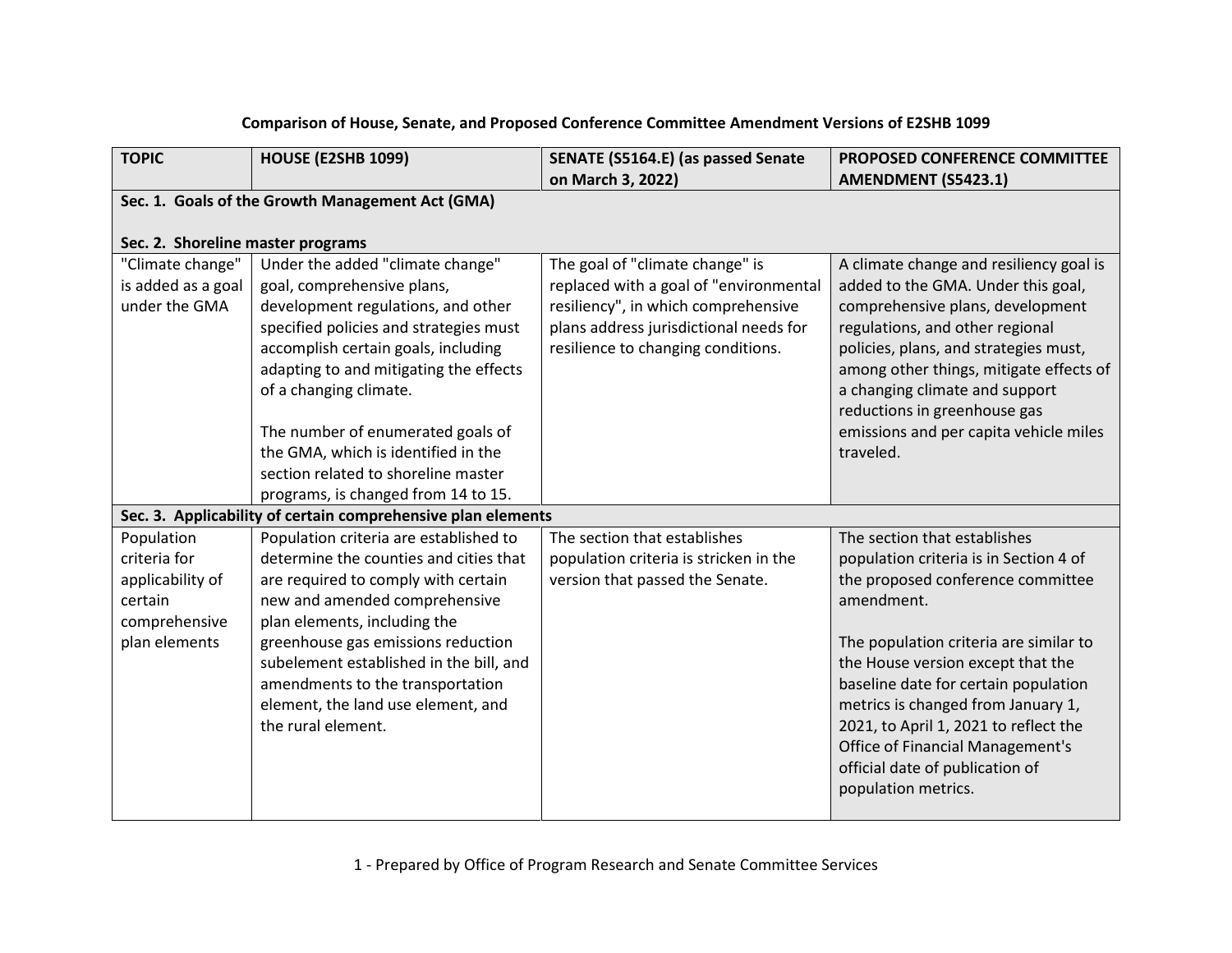**Comparison of House, Senate, and Proposed Conference Committee Amendment Versions of E2SHB 1099**

| TOPIC | HOUSE (E2SHB 1099) | SENATE (S5164.E) (as passed Senate on March 3, 2022) | PROPOSED CONFERENCE COMMITTEE AMENDMENT (S5423.1) |
|---|---|---|---|
| **Sec. 1. Goals of the Growth Management Act (GMA)**<br><br>**Sec. 2. Shoreline master programs** | | | |
| "Climate change" is added as a goal under the GMA | Under the added "climate change" goal, comprehensive plans, development regulations, and other specified policies and strategies must accomplish certain goals, including adapting to and mitigating the effects of a changing climate.<br><br>The number of enumerated goals of the GMA, which is identified in the section related to shoreline master programs, is changed from 14 to 15. | The goal of "climate change" is replaced with a goal of "environmental resiliency", in which comprehensive plans address jurisdictional needs for resilience to changing conditions. | A climate change and resiliency goal is added to the GMA. Under this goal, comprehensive plans, development regulations, and other regional policies, plans, and strategies must, among other things, mitigate effects of a changing climate and support reductions in greenhouse gas emissions and per capita vehicle miles traveled. |
| **Sec. 3. Applicability of certain comprehensive plan elements** | | | |
| Population criteria for applicability of certain comprehensive plan elements | Population criteria are established to determine the counties and cities that are required to comply with certain new and amended comprehensive plan elements, including the greenhouse gas emissions reduction subelement established in the bill, and amendments to the transportation element, the land use element, and the rural element. | The section that establishes population criteria is stricken in the version that passed the Senate. | The section that establishes population criteria is in Section 4 of the proposed conference committee amendment.<br><br>The population criteria are similar to the House version except that the baseline date for certain population metrics is changed from January 1, 2021, to April 1, 2021 to reflect the Office of Financial Management's official date of publication of population metrics. |

1 - Prepared by Office of Program Research and Senate Committee Services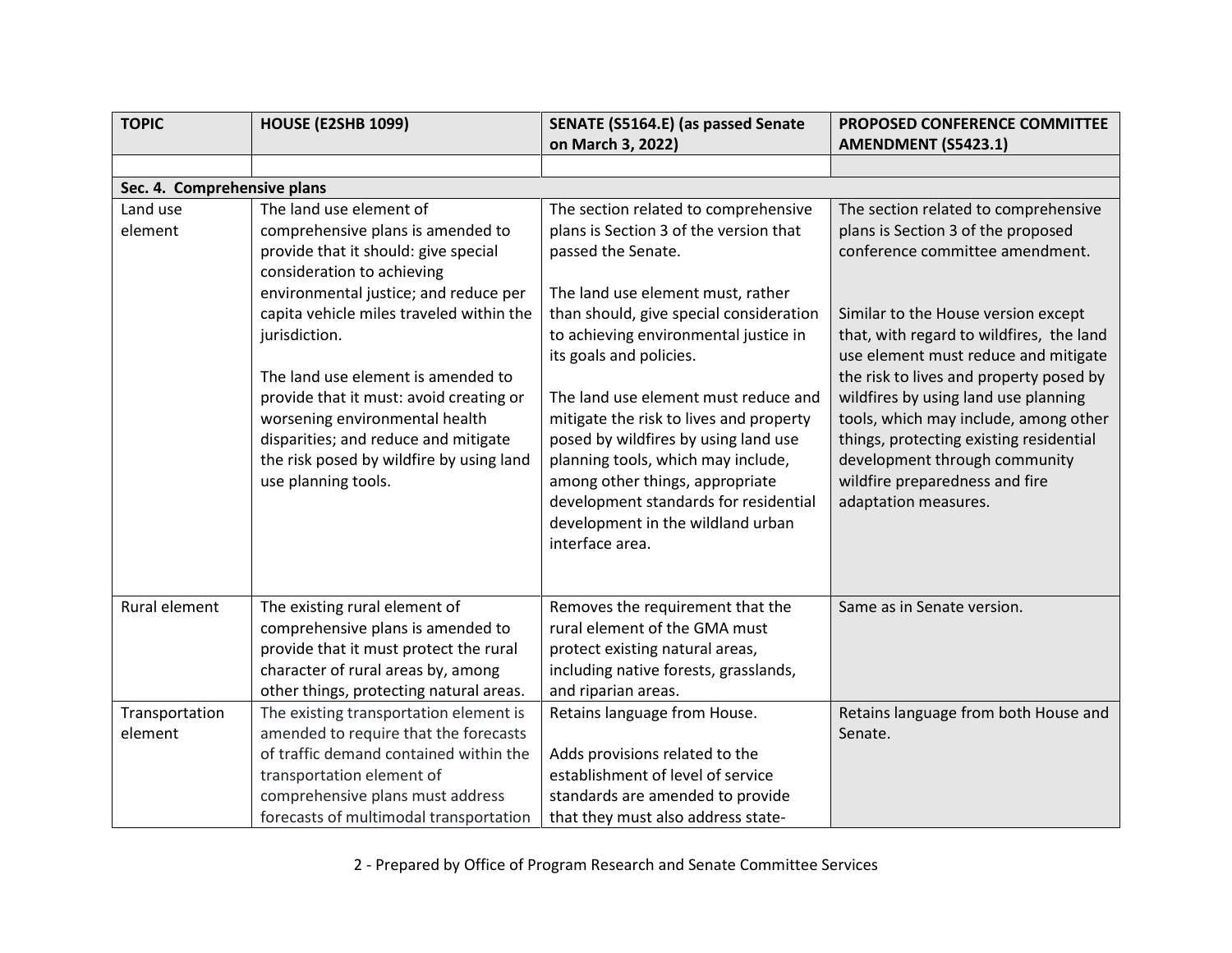| TOPIC | HOUSE (E2SHB 1099) | SENATE (S5164.E) (as passed Senate on March 3, 2022) | PROPOSED CONFERENCE COMMITTEE AMENDMENT (S5423.1) |
|---|---|---|---|
| | | | |
| **Sec. 4. Comprehensive plans** | | | |
| Land use element | The land use element of comprehensive plans is amended to provide that it should: give special consideration to achieving environmental justice; and reduce per capita vehicle miles traveled within the jurisdiction.<br><br>The land use element is amended to provide that it must: avoid creating or worsening environmental health disparities; and reduce and mitigate the risk posed by wildfire by using land use planning tools. | The section related to comprehensive plans is Section 3 of the version that passed the Senate.<br><br>The land use element must, rather than should, give special consideration to achieving environmental justice in its goals and policies.<br><br>The land use element must reduce and mitigate the risk to lives and property posed by wildfires by using land use planning tools, which may include, among other things, appropriate development standards for residential development in the wildland urban interface area. | The section related to comprehensive plans is Section 3 of the proposed conference committee amendment.<br><br>Similar to the House version except that, with regard to wildfires, the land use element must reduce and mitigate the risk to lives and property posed by wildfires by using land use planning tools, which may include, among other things, protecting existing residential development through community wildfire preparedness and fire adaptation measures. |
| Rural element | The existing rural element of comprehensive plans is amended to provide that it must protect the rural character of rural areas by, among other things, protecting natural areas. | Removes the requirement that the rural element of the GMA must protect existing natural areas, including native forests, grasslands, and riparian areas. | Same as in Senate version. |
| Transportation element | The existing transportation element is amended to require that the forecasts of traffic demand contained within the transportation element of comprehensive plans must address forecasts of multimodal transportation | Retains language from House.<br><br>Adds provisions related to the establishment of level of service standards are amended to provide that they must also address state- | Retains language from both House and Senate. |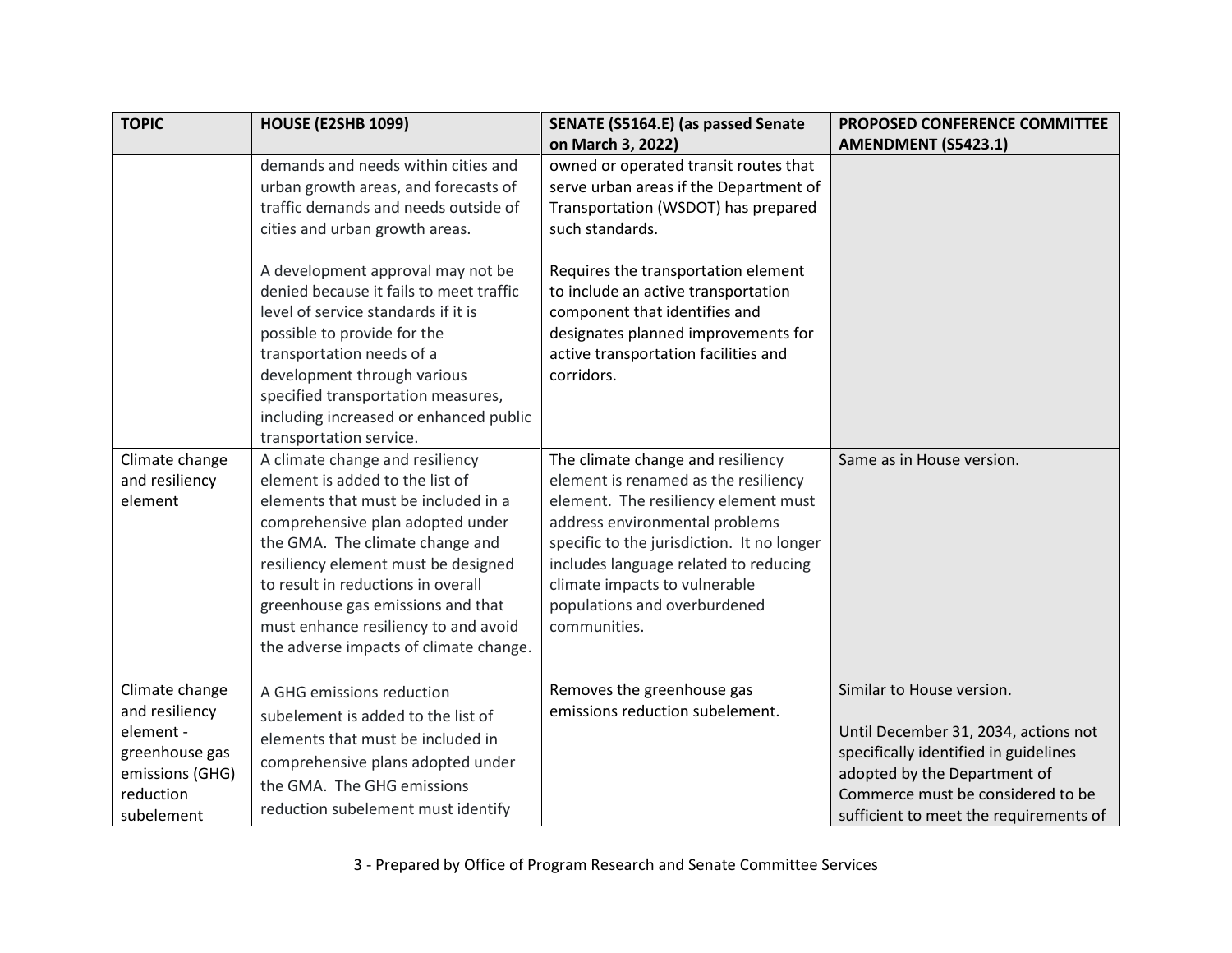| TOPIC | HOUSE (E2SHB 1099) | SENATE (S5164.E) (as passed Senate on March 3, 2022) | PROPOSED CONFERENCE COMMITTEE AMENDMENT (S5423.1) |
|---|---|---|---|
| | demands and needs within cities and urban growth areas, and forecasts of traffic demands and needs outside of cities and urban growth areas.<br><br>A development approval may not be denied because it fails to meet traffic level of service standards if it is possible to provide for the transportation needs of a development through various specified transportation measures, including increased or enhanced public transportation service. | owned or operated transit routes that serve urban areas if the Department of Transportation (WSDOT) has prepared such standards.<br><br>Requires the transportation element to include an active transportation component that identifies and designates planned improvements for active transportation facilities and corridors. | |
| Climate change and resiliency element | A climate change and resiliency element is added to the list of elements that must be included in a comprehensive plan adopted under the GMA. The climate change and resiliency element must be designed to result in reductions in overall greenhouse gas emissions and that must enhance resiliency to and avoid the adverse impacts of climate change. | The climate change and resiliency element is renamed as the resiliency element. The resiliency element must address environmental problems specific to the jurisdiction. It no longer includes language related to reducing climate impacts to vulnerable populations and overburdened communities. | Same as in House version. |
| Climate change and resiliency element - greenhouse gas emissions (GHG) reduction subelement | A GHG emissions reduction subelement is added to the list of elements that must be included in comprehensive plans adopted under the GMA. The GHG emissions reduction subelement must identify | Removes the greenhouse gas emissions reduction subelement. | Similar to House version.<br><br>Until December 31, 2034, actions not specifically identified in guidelines adopted by the Department of Commerce must be considered to be sufficient to meet the requirements of |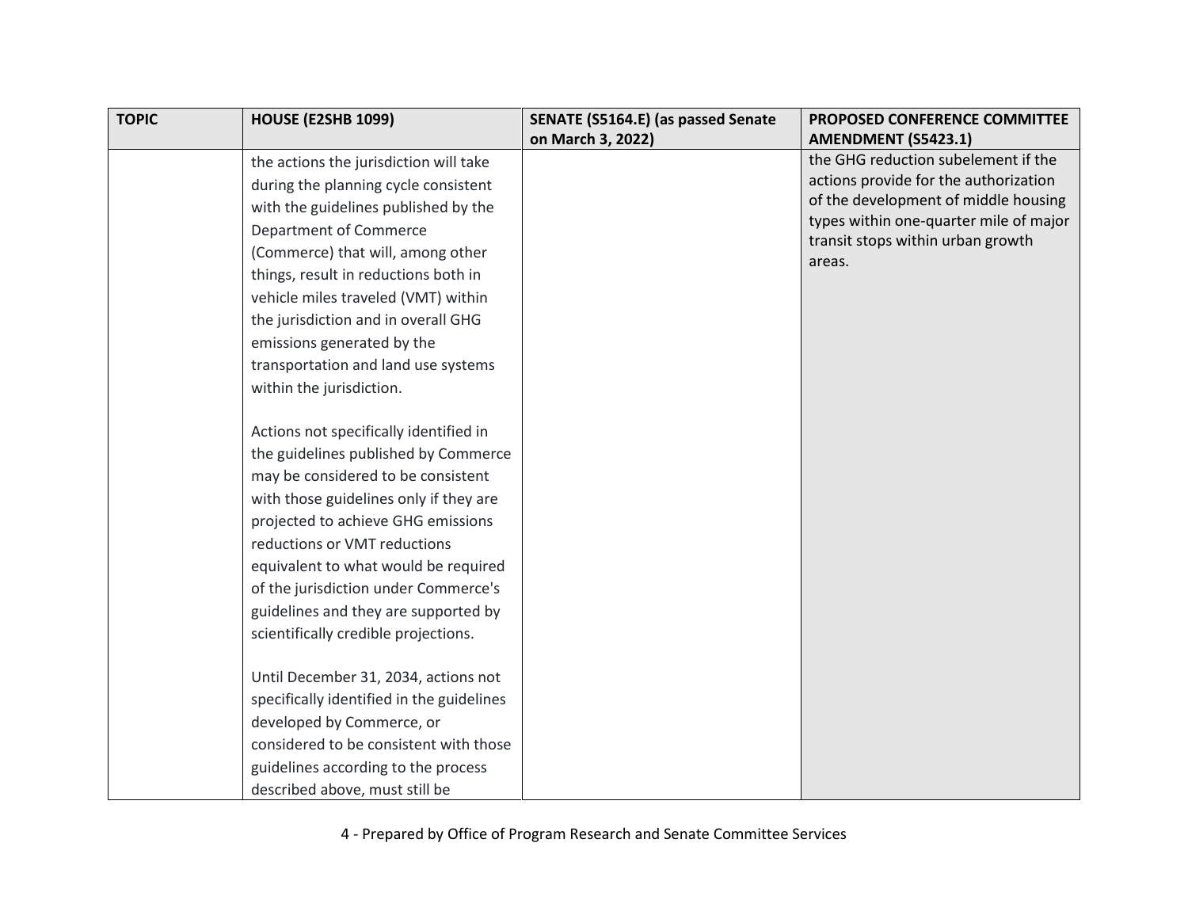| TOPIC | HOUSE (E2SHB 1099) | SENATE (S5164.E) (as passed Senate on March 3, 2022) | PROPOSED CONFERENCE COMMITTEE AMENDMENT (S5423.1) |
|---|---|---|---|
| | the actions the jurisdiction will take during the planning cycle consistent with the guidelines published by the Department of Commerce (Commerce) that will, among other things, result in reductions both in vehicle miles traveled (VMT) within the jurisdiction and in overall GHG emissions generated by the transportation and land use systems within the jurisdiction.<br><br>Actions not specifically identified in the guidelines published by Commerce may be considered to be consistent with those guidelines only if they are projected to achieve GHG emissions reductions or VMT reductions equivalent to what would be required of the jurisdiction under Commerce's guidelines and they are supported by scientifically credible projections.<br><br>Until December 31, 2034, actions not specifically identified in the guidelines developed by Commerce, or considered to be consistent with those guidelines according to the process described above, must still be | | the GHG reduction subelement if the actions provide for the authorization of the development of middle housing types within one-quarter mile of major transit stops within urban growth areas. |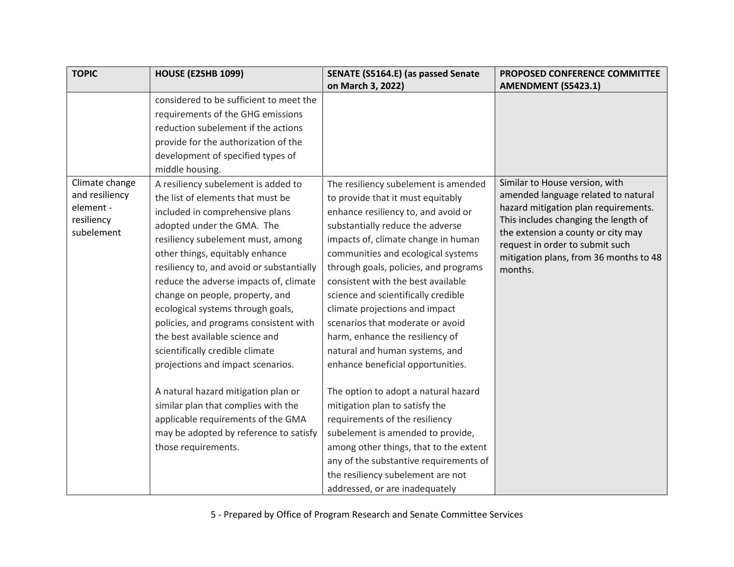| TOPIC | HOUSE (E2SHB 1099) | SENATE (S5164.E) (as passed Senate on March 3, 2022) | PROPOSED CONFERENCE COMMITTEE AMENDMENT (S5423.1) |
|---|---|---|---|
| | considered to be sufficient to meet the requirements of the GHG emissions reduction subelement if the actions provide for the authorization of the development of specified types of middle housing. | | |
| Climate change and resiliency element - resiliency subelement | A resiliency subelement is added to the list of elements that must be included in comprehensive plans adopted under the GMA. The resiliency subelement must, among other things, equitably enhance resiliency to, and avoid or substantially reduce the adverse impacts of, climate change on people, property, and ecological systems through goals, policies, and programs consistent with the best available science and scientifically credible climate projections and impact scenarios.<br><br>A natural hazard mitigation plan or similar plan that complies with the applicable requirements of the GMA may be adopted by reference to satisfy those requirements. | The resiliency subelement is amended to provide that it must equitably enhance resiliency to, and avoid or substantially reduce the adverse impacts of, climate change in human communities and ecological systems through goals, policies, and programs consistent with the best available science and scientifically credible climate projections and impact scenarios that moderate or avoid harm, enhance the resiliency of natural and human systems, and enhance beneficial opportunities.<br><br>The option to adopt a natural hazard mitigation plan to satisfy the requirements of the resiliency subelement is amended to provide, among other things, that to the extent any of the substantive requirements of the resiliency subelement are not addressed, or are inadequately | Similar to House version, with amended language related to natural hazard mitigation plan requirements. This includes changing the length of the extension a county or city may request in order to submit such mitigation plans, from 36 months to 48 months. |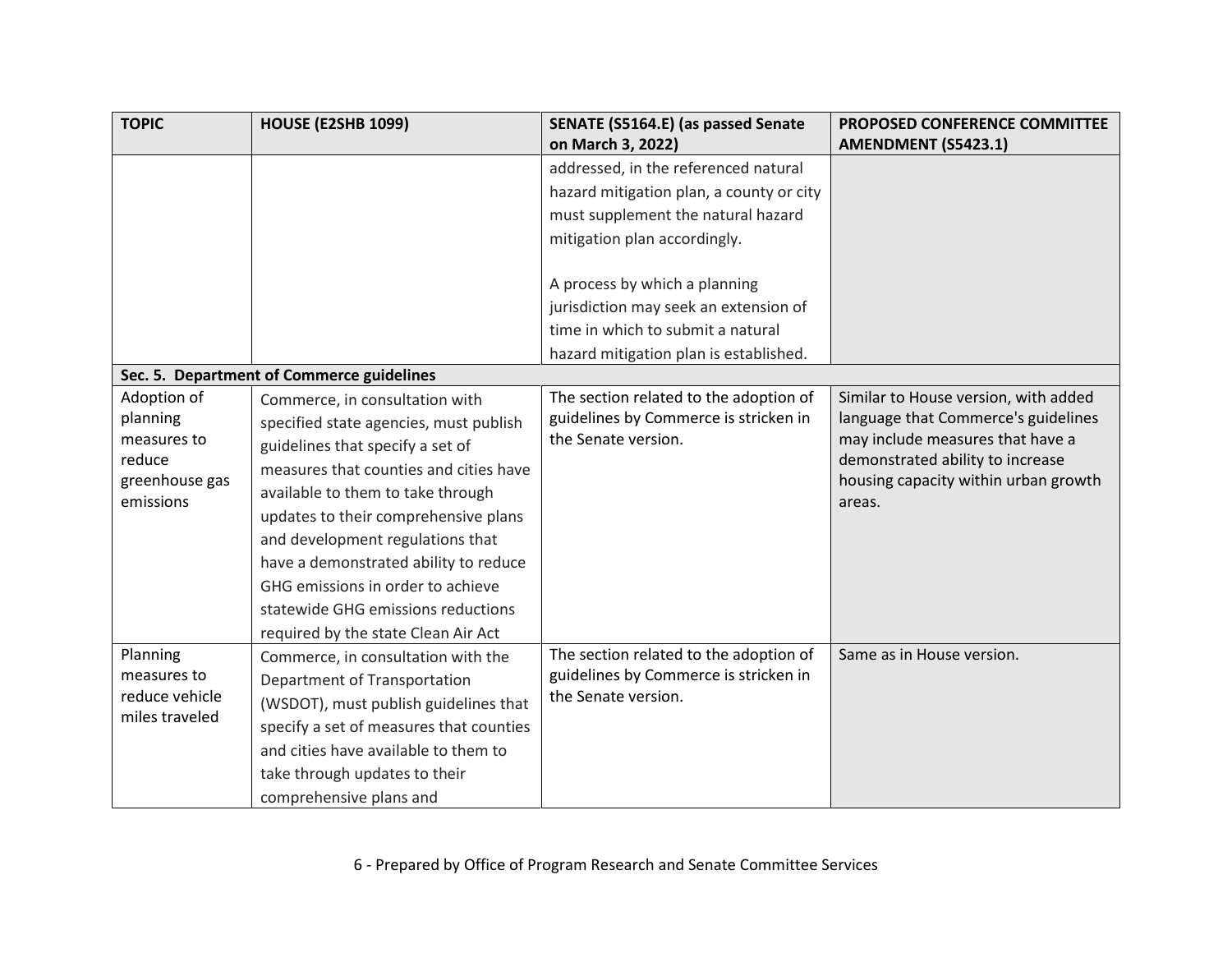| TOPIC | HOUSE (E2SHB 1099) | SENATE (S5164.E) (as passed Senate on March 3, 2022) | PROPOSED CONFERENCE COMMITTEE AMENDMENT (S5423.1) |
|---|---|---|---|
| | | addressed, in the referenced natural hazard mitigation plan, a county or city must supplement the natural hazard mitigation plan accordingly.<br><br>A process by which a planning jurisdiction may seek an extension of time in which to submit a natural hazard mitigation plan is established. | |
| **Sec. 5. Department of Commerce guidelines** | | | |
| Adoption of planning measures to reduce greenhouse gas emissions | Commerce, in consultation with specified state agencies, must publish guidelines that specify a set of measures that counties and cities have available to them to take through updates to their comprehensive plans and development regulations that have a demonstrated ability to reduce GHG emissions in order to achieve statewide GHG emissions reductions required by the state Clean Air Act | The section related to the adoption of guidelines by Commerce is stricken in the Senate version. | Similar to House version, with added language that Commerce's guidelines may include measures that have a demonstrated ability to increase housing capacity within urban growth areas. |
| Planning measures to reduce vehicle miles traveled | Commerce, in consultation with the Department of Transportation (WSDOT), must publish guidelines that specify a set of measures that counties and cities have available to them to take through updates to their comprehensive plans and | The section related to the adoption of guidelines by Commerce is stricken in the Senate version. | Same as in House version. |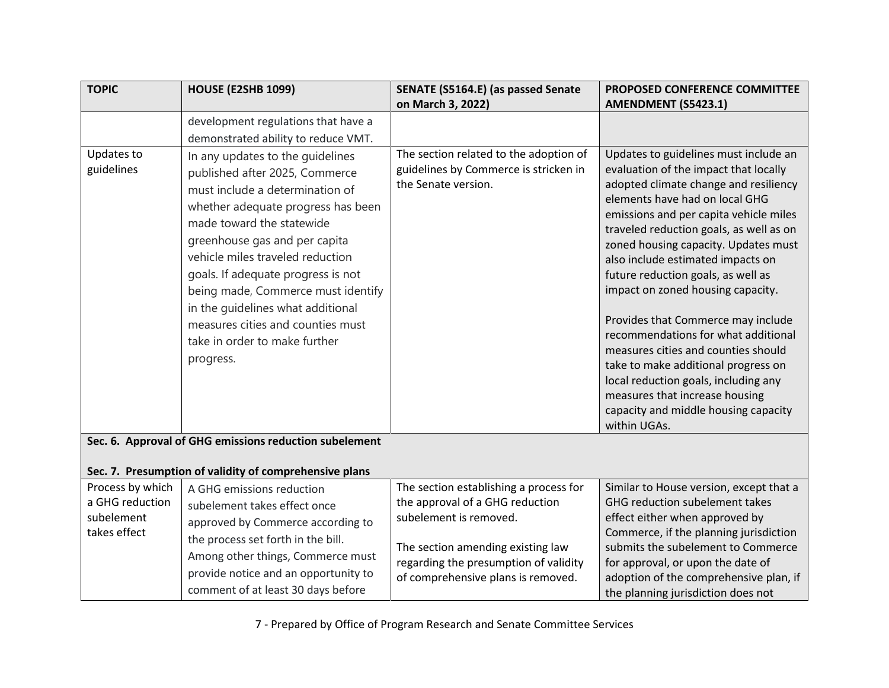| TOPIC | HOUSE (E2SHB 1099) | SENATE (S5164.E) (as passed Senate on March 3, 2022) | PROPOSED CONFERENCE COMMITTEE AMENDMENT (S5423.1) |
|---|---|---|---|
| | development regulations that have a demonstrated ability to reduce VMT. | | |
| Updates to guidelines | In any updates to the guidelines published after 2025, Commerce must include a determination of whether adequate progress has been made toward the statewide greenhouse gas and per capita vehicle miles traveled reduction goals. If adequate progress is not being made, Commerce must identify in the guidelines what additional measures cities and counties must take in order to make further progress. | The section related to the adoption of guidelines by Commerce is stricken in the Senate version. | Updates to guidelines must include an evaluation of the impact that locally adopted climate change and resiliency elements have had on local GHG emissions and per capita vehicle miles traveled reduction goals, as well as on zoned housing capacity. Updates must also include estimated impacts on future reduction goals, as well as impact on zoned housing capacity.<br><br>Provides that Commerce may include recommendations for what additional measures cities and counties should take to make additional progress on local reduction goals, including any measures that increase housing capacity and middle housing capacity within UGAs. |
| **Sec. 6. Approval of GHG emissions reduction subelement**<br><br>**Sec. 7. Presumption of validity of comprehensive plans** | | | |
| Process by which a GHG reduction subelement takes effect | A GHG emissions reduction subelement takes effect once approved by Commerce according to the process set forth in the bill. Among other things, Commerce must provide notice and an opportunity to comment of at least 30 days before | The section establishing a process for the approval of a GHG reduction subelement is removed.<br><br>The section amending existing law regarding the presumption of validity of comprehensive plans is removed. | Similar to House version, except that a GHG reduction subelement takes effect either when approved by Commerce, if the planning jurisdiction submits the subelement to Commerce for approval, or upon the date of adoption of the comprehensive plan, if the planning jurisdiction does not |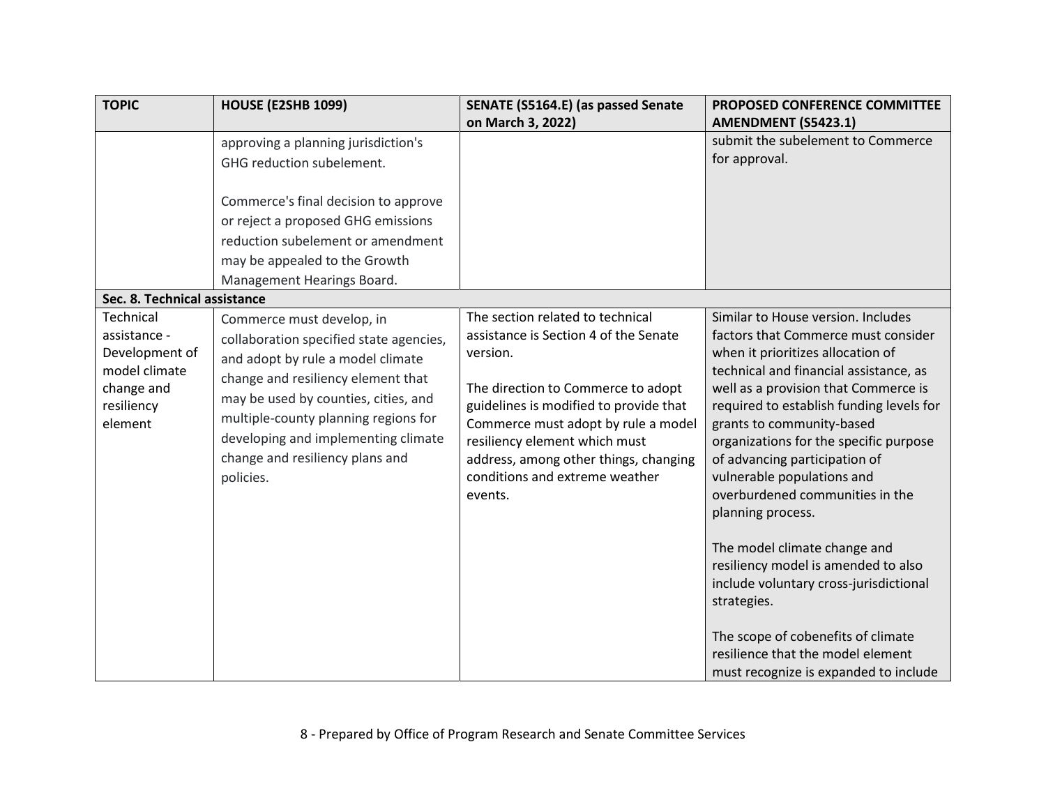| TOPIC | HOUSE (E2SHB 1099) | SENATE (S5164.E) (as passed Senate on March 3, 2022) | PROPOSED CONFERENCE COMMITTEE AMENDMENT (S5423.1) |
|---|---|---|---|
| | approving a planning jurisdiction's GHG reduction subelement.<br><br>Commerce's final decision to approve or reject a proposed GHG emissions reduction subelement or amendment may be appealed to the Growth Management Hearings Board. | | submit the subelement to Commerce for approval. |
| **Sec. 8. Technical assistance** | | | |
| Technical assistance - Development of model climate change and resiliency element | Commerce must develop, in collaboration specified state agencies, and adopt by rule a model climate change and resiliency element that may be used by counties, cities, and multiple-county planning regions for developing and implementing climate change and resiliency plans and policies. | The section related to technical assistance is Section 4 of the Senate version.<br><br>The direction to Commerce to adopt guidelines is modified to provide that Commerce must adopt by rule a model resiliency element which must address, among other things, changing conditions and extreme weather events. | Similar to House version. Includes factors that Commerce must consider when it prioritizes allocation of technical and financial assistance, as well as a provision that Commerce is required to establish funding levels for grants to community-based organizations for the specific purpose of advancing participation of vulnerable populations and overburdened communities in the planning process.<br><br>The model climate change and resiliency model is amended to also include voluntary cross-jurisdictional strategies.<br><br>The scope of cobenefits of climate resilience that the model element must recognize is expanded to include |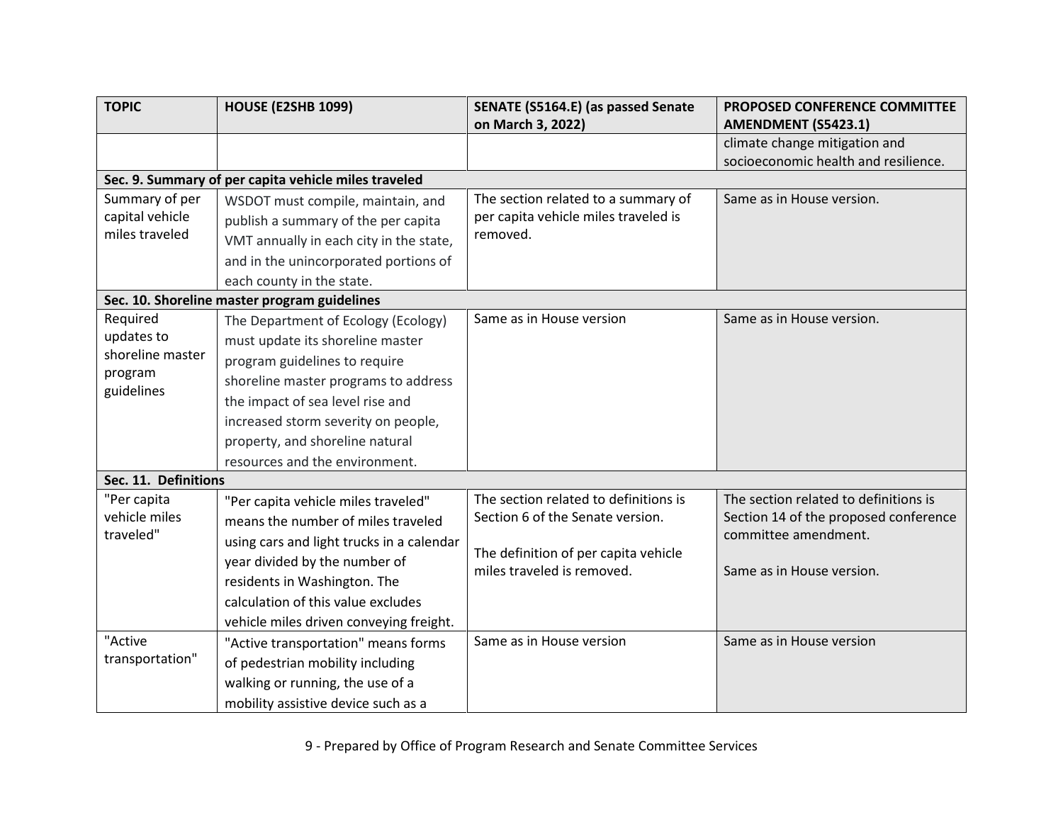| TOPIC | HOUSE (E2SHB 1099) | SENATE (S5164.E) (as passed Senate on March 3, 2022) | PROPOSED CONFERENCE COMMITTEE AMENDMENT (S5423.1) |
|---|---|---|---|
| | | | climate change mitigation and socioeconomic health and resilience. |
| **Sec. 9. Summary of per capita vehicle miles traveled** | | | |
| Summary of per capital vehicle miles traveled | WSDOT must compile, maintain, and publish a summary of the per capita VMT annually in each city in the state, and in the unincorporated portions of each county in the state. | The section related to a summary of per capita vehicle miles traveled is removed. | Same as in House version. |
| **Sec. 10. Shoreline master program guidelines** | | | |
| Required updates to shoreline master program guidelines | The Department of Ecology (Ecology) must update its shoreline master program guidelines to require shoreline master programs to address the impact of sea level rise and increased storm severity on people, property, and shoreline natural resources and the environment. | Same as in House version | Same as in House version. |
| **Sec. 11. Definitions** | | | |
| "Per capita vehicle miles traveled" | "Per capita vehicle miles traveled" means the number of miles traveled using cars and light trucks in a calendar year divided by the number of residents in Washington. The calculation of this value excludes vehicle miles driven conveying freight. | The section related to definitions is Section 6 of the Senate version.<br><br>The definition of per capita vehicle miles traveled is removed. | The section related to definitions is Section 14 of the proposed conference committee amendment.<br><br>Same as in House version. |
| "Active transportation" | "Active transportation" means forms of pedestrian mobility including walking or running, the use of a mobility assistive device such as a | Same as in House version | Same as in House version |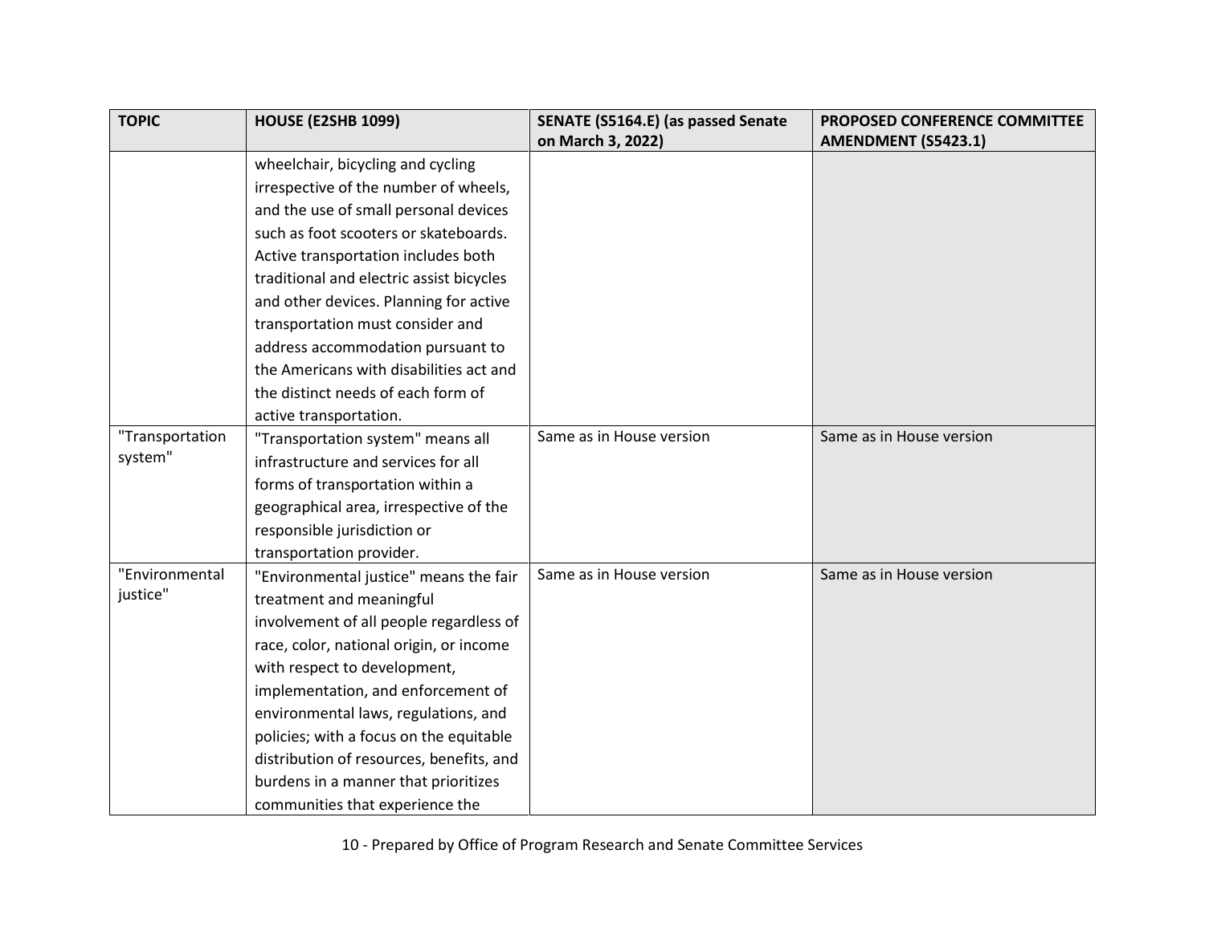| TOPIC | HOUSE (E2SHB 1099) | SENATE (S5164.E) (as passed Senate on March 3, 2022) | PROPOSED CONFERENCE COMMITTEE AMENDMENT (S5423.1) |
|---|---|---|---|
| | wheelchair, bicycling and cycling irrespective of the number of wheels, and the use of small personal devices such as foot scooters or skateboards. Active transportation includes both traditional and electric assist bicycles and other devices. Planning for active transportation must consider and address accommodation pursuant to the Americans with disabilities act and the distinct needs of each form of active transportation. | | |
| "Transportation system" | "Transportation system" means all infrastructure and services for all forms of transportation within a geographical area, irrespective of the responsible jurisdiction or transportation provider. | Same as in House version | Same as in House version |
| "Environmental justice" | "Environmental justice" means the fair treatment and meaningful involvement of all people regardless of race, color, national origin, or income with respect to development, implementation, and enforcement of environmental laws, regulations, and policies; with a focus on the equitable distribution of resources, benefits, and burdens in a manner that prioritizes communities that experience the | Same as in House version | Same as in House version |

10 - Prepared by Office of Program Research and Senate Committee Services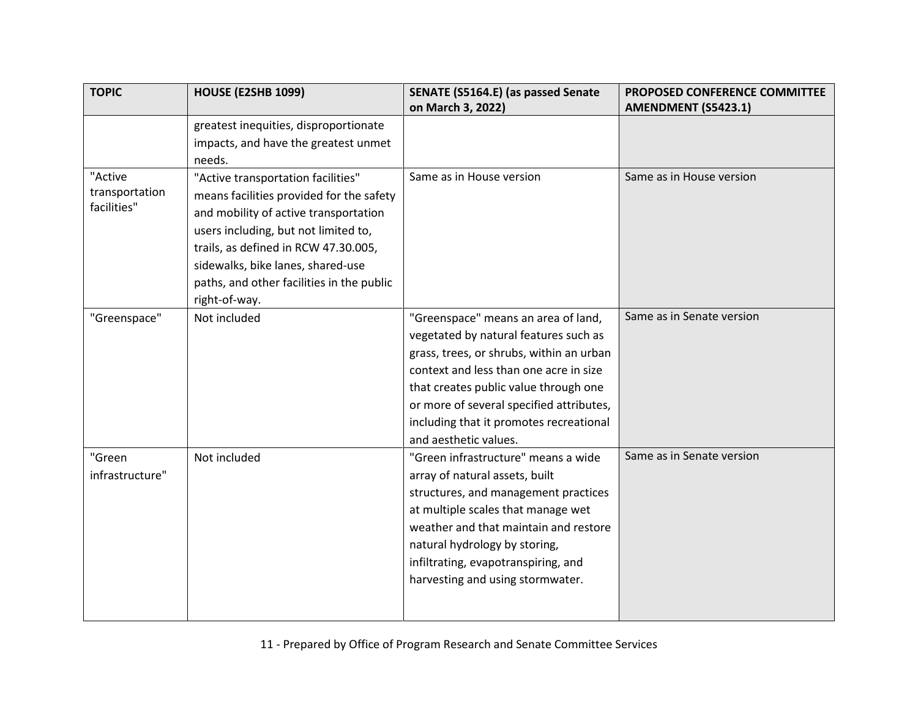| TOPIC | HOUSE (E2SHB 1099) | SENATE (S5164.E) (as passed Senate on March 3, 2022) | PROPOSED CONFERENCE COMMITTEE AMENDMENT (S5423.1) |
|---|---|---|---|
| | greatest inequities, disproportionate impacts, and have the greatest unmet needs. | | |
| "Active transportation facilities" | "Active transportation facilities" means facilities provided for the safety and mobility of active transportation users including, but not limited to, trails, as defined in RCW 47.30.005, sidewalks, bike lanes, shared-use paths, and other facilities in the public right-of-way. | Same as in House version | Same as in House version |
| "Greenspace" | Not included | "Greenspace" means an area of land, vegetated by natural features such as grass, trees, or shrubs, within an urban context and less than one acre in size that creates public value through one or more of several specified attributes, including that it promotes recreational and aesthetic values. | Same as in Senate version |
| "Green infrastructure" | Not included | "Green infrastructure" means a wide array of natural assets, built structures, and management practices at multiple scales that manage wet weather and that maintain and restore natural hydrology by storing, infiltrating, evapotranspiring, and harvesting and using stormwater. | Same as in Senate version |

11 - Prepared by Office of Program Research and Senate Committee Services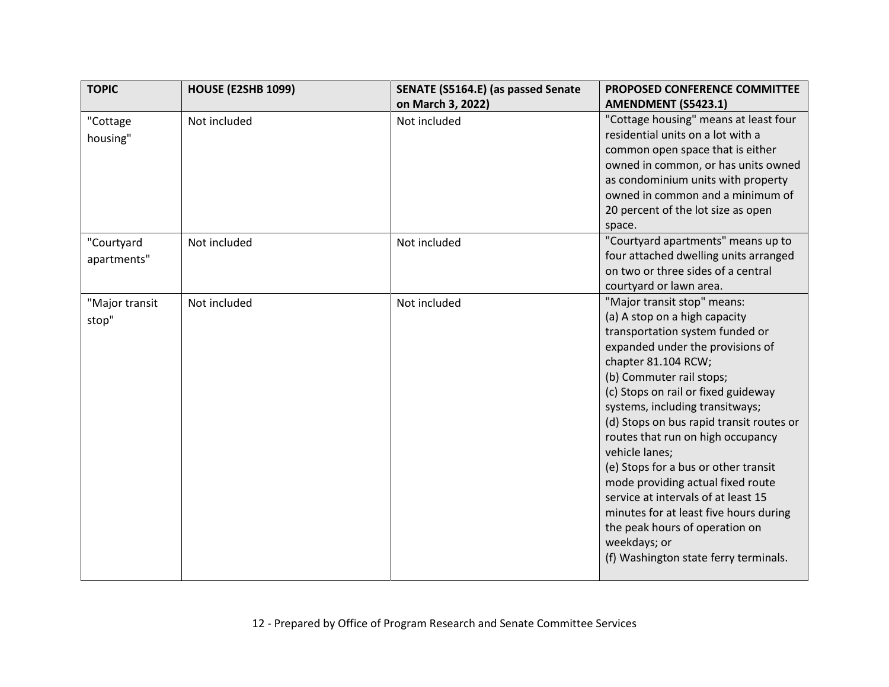| TOPIC | HOUSE (E2SHB 1099) | SENATE (S5164.E) (as passed Senate on March 3, 2022) | PROPOSED CONFERENCE COMMITTEE AMENDMENT (S5423.1) |
|---|---|---|---|
| "Cottage housing" | Not included | Not included | "Cottage housing" means at least four residential units on a lot with a common open space that is either owned in common, or has units owned as condominium units with property owned in common and a minimum of 20 percent of the lot size as open space. |
| "Courtyard apartments" | Not included | Not included | "Courtyard apartments" means up to four attached dwelling units arranged on two or three sides of a central courtyard or lawn area. |
| "Major transit stop" | Not included | Not included | "Major transit stop" means:<br>(a) A stop on a high capacity transportation system funded or expanded under the provisions of chapter 81.104 RCW;<br>(b) Commuter rail stops;<br>(c) Stops on rail or fixed guideway systems, including transitways;<br>(d) Stops on bus rapid transit routes or routes that run on high occupancy vehicle lanes;<br>(e) Stops for a bus or other transit mode providing actual fixed route service at intervals of at least 15 minutes for at least five hours during the peak hours of operation on weekdays; or<br>(f) Washington state ferry terminals. |

12 - Prepared by Office of Program Research and Senate Committee Services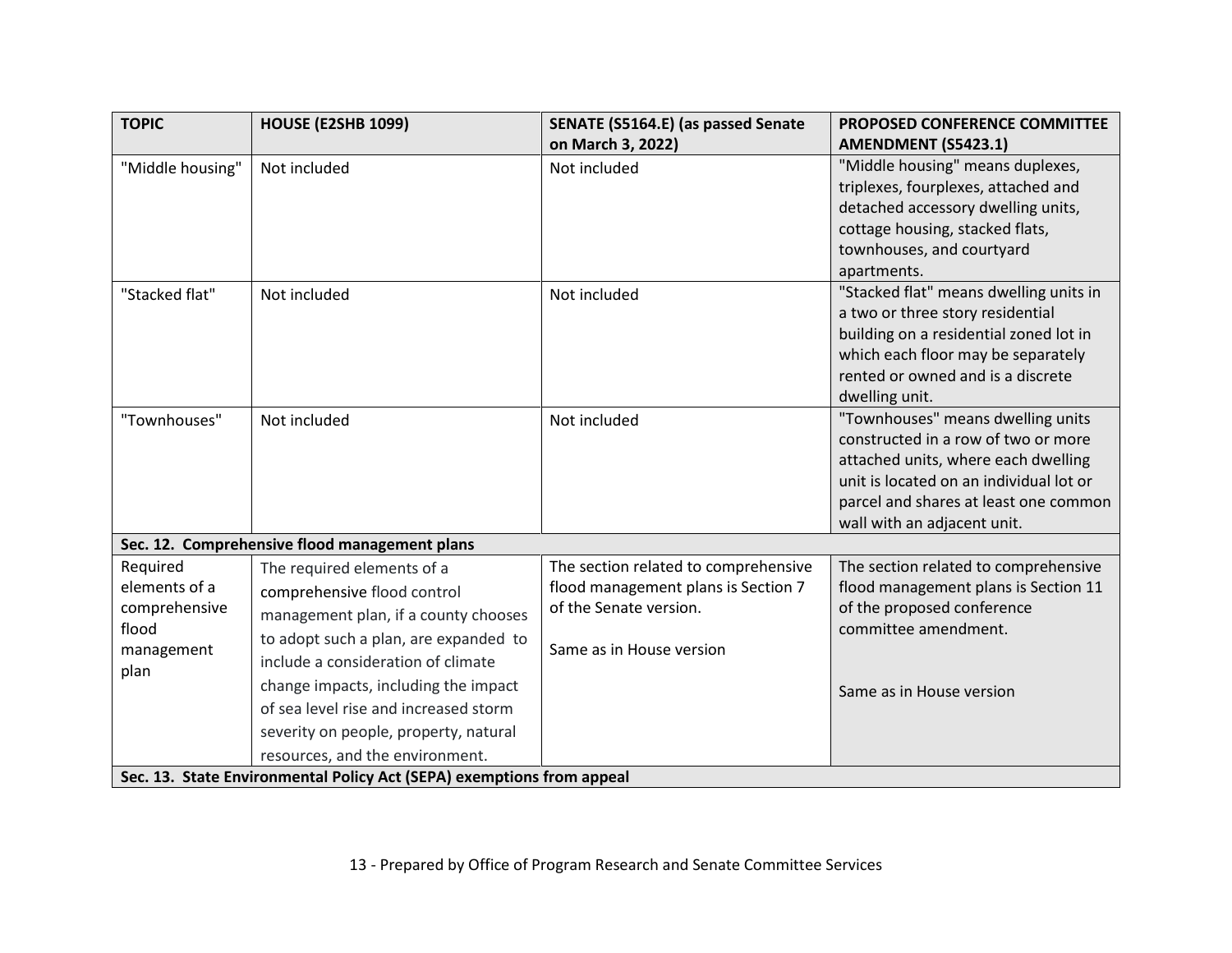| TOPIC | HOUSE (E2SHB 1099) | SENATE (S5164.E) (as passed Senate on March 3, 2022) | PROPOSED CONFERENCE COMMITTEE AMENDMENT (S5423.1) |
|---|---|---|---|
| "Middle housing" | Not included | Not included | "Middle housing" means duplexes, triplexes, fourplexes, attached and detached accessory dwelling units, cottage housing, stacked flats, townhouses, and courtyard apartments. |
| "Stacked flat" | Not included | Not included | "Stacked flat" means dwelling units in a two or three story residential building on a residential zoned lot in which each floor may be separately rented or owned and is a discrete dwelling unit. |
| "Townhouses" | Not included | Not included | "Townhouses" means dwelling units constructed in a row of two or more attached units, where each dwelling unit is located on an individual lot or parcel and shares at least one common wall with an adjacent unit. |
| **Sec. 12. Comprehensive flood management plans** | | | |
| Required elements of a comprehensive flood management plan | The required elements of a comprehensive flood control management plan, if a county chooses to adopt such a plan, are expanded to include a consideration of climate change impacts, including the impact of sea level rise and increased storm severity on people, property, natural resources, and the environment. | The section related to comprehensive flood management plans is Section 7 of the Senate version.<br><br>Same as in House version | The section related to comprehensive flood management plans is Section 11 of the proposed conference committee amendment.<br><br>Same as in House version |
| **Sec. 13. State Environmental Policy Act (SEPA) exemptions from appeal** | | | |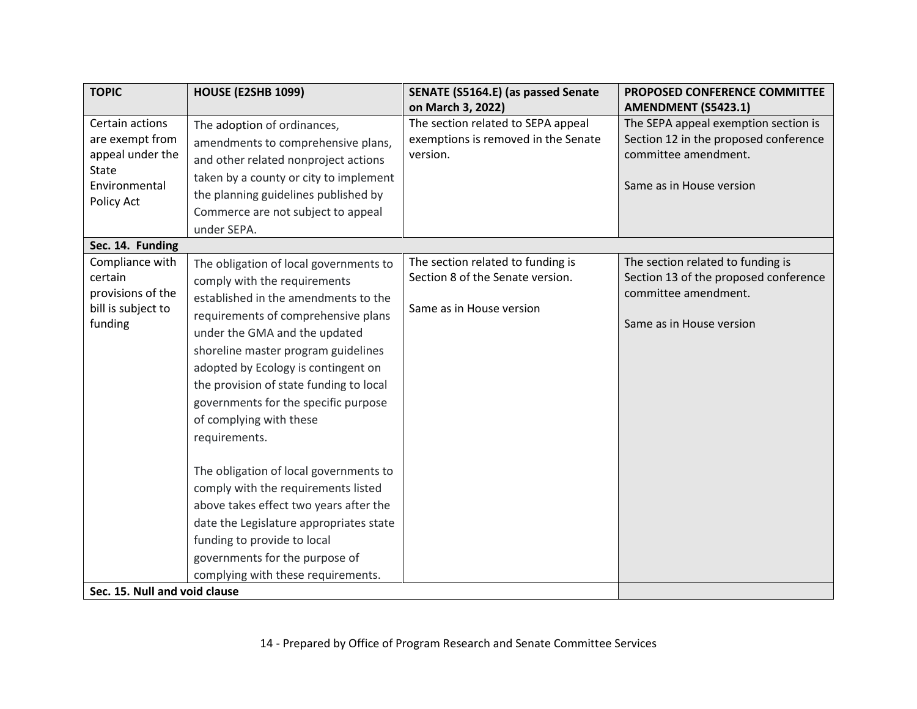| TOPIC | HOUSE (E2SHB 1099) | SENATE (S5164.E) (as passed Senate on March 3, 2022) | PROPOSED CONFERENCE COMMITTEE AMENDMENT (S5423.1) |
|---|---|---|---|
| Certain actions are exempt from appeal under the State Environmental Policy Act | The adoption of ordinances, amendments to comprehensive plans, and other related nonproject actions taken by a county or city to implement the planning guidelines published by Commerce are not subject to appeal under SEPA. | The section related to SEPA appeal exemptions is removed in the Senate version. | The SEPA appeal exemption section is Section 12 in the proposed conference committee amendment.<br><br>Same as in House version |
| **Sec. 14. Funding** | | | |
| Compliance with certain provisions of the bill is subject to funding | The obligation of local governments to comply with the requirements established in the amendments to the requirements of comprehensive plans under the GMA and the updated shoreline master program guidelines adopted by Ecology is contingent on the provision of state funding to local governments for the specific purpose of complying with these requirements.<br><br>The obligation of local governments to comply with the requirements listed above takes effect two years after the date the Legislature appropriates state funding to provide to local governments for the purpose of complying with these requirements. | The section related to funding is Section 8 of the Senate version.<br><br>Same as in House version | The section related to funding is Section 13 of the proposed conference committee amendment.<br><br>Same as in House version |
| **Sec. 15. Null and void clause** | | | |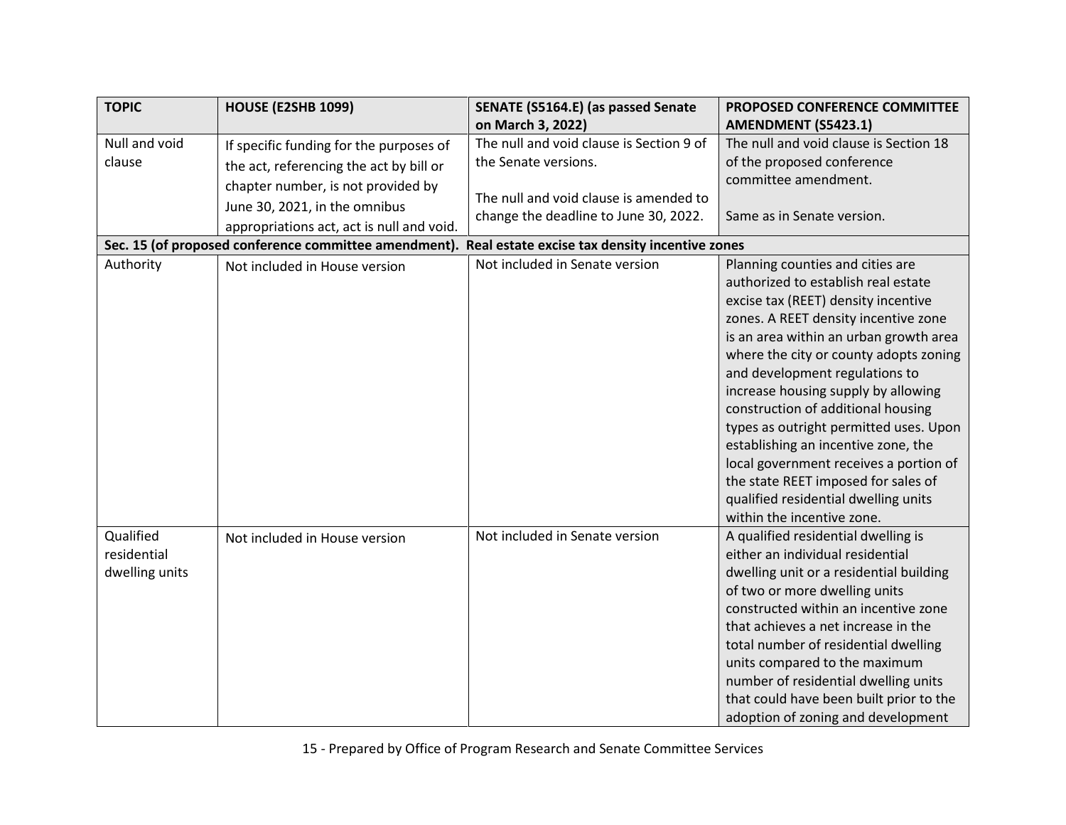| TOPIC | HOUSE (E2SHB 1099) | SENATE (S5164.E) (as passed Senate on March 3, 2022) | PROPOSED CONFERENCE COMMITTEE AMENDMENT (S5423.1) |
|---|---|---|---|
| Null and void clause | If specific funding for the purposes of the act, referencing the act by bill or chapter number, is not provided by June 30, 2021, in the omnibus appropriations act, act is null and void. | The null and void clause is Section 9 of the Senate versions.<br><br>The null and void clause is amended to change the deadline to June 30, 2022. | The null and void clause is Section 18 of the proposed conference committee amendment.<br><br>Same as in Senate version. |
| **Sec. 15 (of proposed conference committee amendment). Real estate excise tax density incentive zones** | | | |
| Authority | Not included in House version | Not included in Senate version | Planning counties and cities are authorized to establish real estate excise tax (REET) density incentive zones. A REET density incentive zone is an area within an urban growth area where the city or county adopts zoning and development regulations to increase housing supply by allowing construction of additional housing types as outright permitted uses. Upon establishing an incentive zone, the local government receives a portion of the state REET imposed for sales of qualified residential dwelling units within the incentive zone. |
| Qualified residential dwelling units | Not included in House version | Not included in Senate version | A qualified residential dwelling is either an individual residential dwelling unit or a residential building of two or more dwelling units constructed within an incentive zone that achieves a net increase in the total number of residential dwelling units compared to the maximum number of residential dwelling units that could have been built prior to the adoption of zoning and development |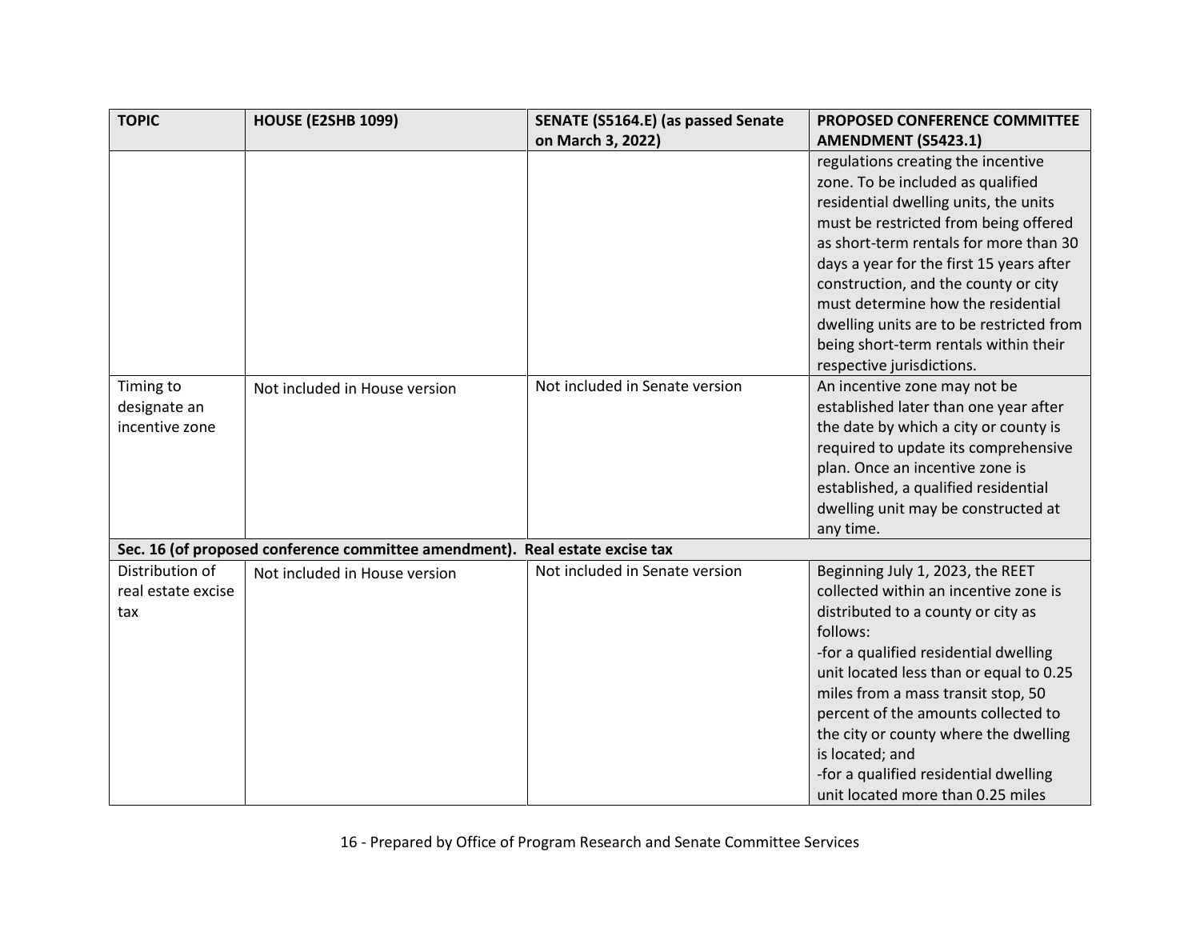| TOPIC | HOUSE (E2SHB 1099) | SENATE (S5164.E) (as passed Senate on March 3, 2022) | PROPOSED CONFERENCE COMMITTEE AMENDMENT (S5423.1) |
|---|---|---|---|
| | | | regulations creating the incentive zone. To be included as qualified residential dwelling units, the units must be restricted from being offered as short-term rentals for more than 30 days a year for the first 15 years after construction, and the county or city must determine how the residential dwelling units are to be restricted from being short-term rentals within their respective jurisdictions. |
| Timing to designate an incentive zone | Not included in House version | Not included in Senate version | An incentive zone may not be established later than one year after the date by which a city or county is required to update its comprehensive plan. Once an incentive zone is established, a qualified residential dwelling unit may be constructed at any time. |
| **Sec. 16 (of proposed conference committee amendment). Real estate excise tax** | | | |
| Distribution of real estate excise tax | Not included in House version | Not included in Senate version | Beginning July 1, 2023, the REET collected within an incentive zone is distributed to a county or city as follows:<br>-for a qualified residential dwelling unit located less than or equal to 0.25 miles from a mass transit stop, 50 percent of the amounts collected to the city or county where the dwelling is located; and<br>-for a qualified residential dwelling unit located more than 0.25 miles |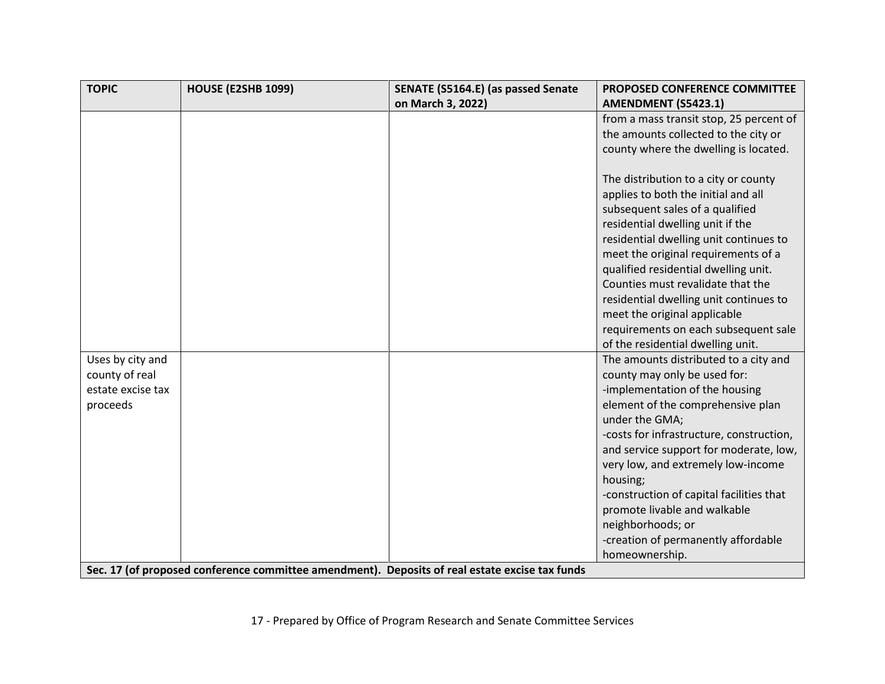| TOPIC | HOUSE (E2SHB 1099) | SENATE (S5164.E) (as passed Senate on March 3, 2022) | PROPOSED CONFERENCE COMMITTEE AMENDMENT (S5423.1) |
|---|---|---|---|
| | | | from a mass transit stop, 25 percent of the amounts collected to the city or county where the dwelling is located.<br><br>The distribution to a city or county applies to both the initial and all subsequent sales of a qualified residential dwelling unit if the residential dwelling unit continues to meet the original requirements of a qualified residential dwelling unit. Counties must revalidate that the residential dwelling unit continues to meet the original applicable requirements on each subsequent sale of the residential dwelling unit. |
| Uses by city and county of real estate excise tax proceeds | | | The amounts distributed to a city and county may only be used for:<br>-implementation of the housing element of the comprehensive plan under the GMA;<br>-costs for infrastructure, construction, and service support for moderate, low, very low, and extremely low-income housing;<br>-construction of capital facilities that promote livable and walkable neighborhoods; or<br>-creation of permanently affordable homeownership. |
| **Sec. 17 (of proposed conference committee amendment). Deposits of real estate excise tax funds** | | | |

17 - Prepared by Office of Program Research and Senate Committee Services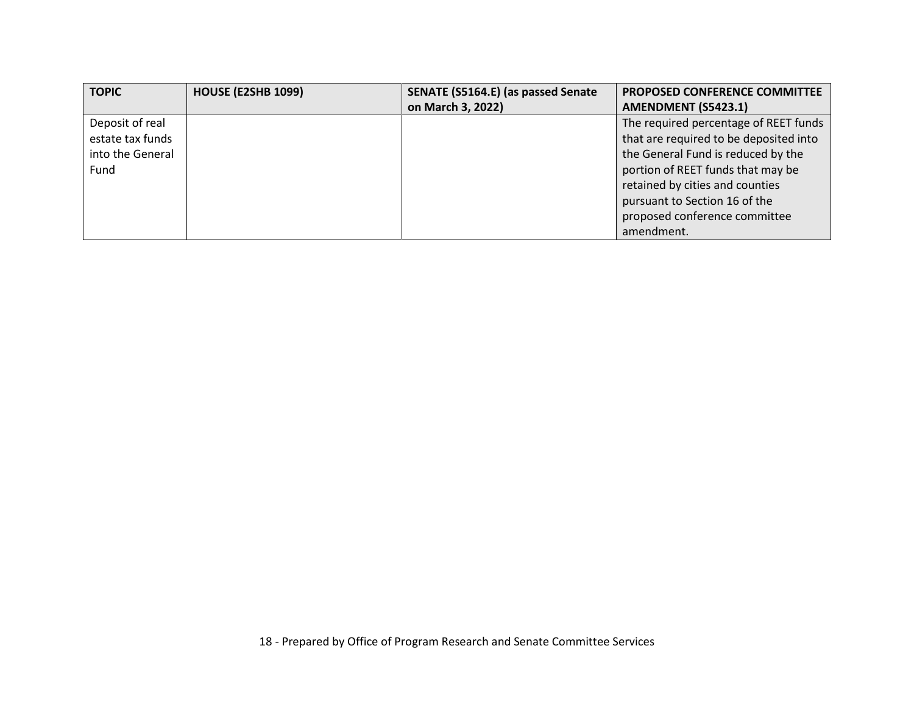| TOPIC | HOUSE (E2SHB 1099) | SENATE (S5164.E) (as passed Senate on March 3, 2022) | PROPOSED CONFERENCE COMMITTEE AMENDMENT (S5423.1) |
|---|---|---|---|
| Deposit of real estate tax funds into the General Fund | | | The required percentage of REET funds that are required to be deposited into the General Fund is reduced by the portion of REET funds that may be retained by cities and counties pursuant to Section 16 of the proposed conference committee amendment. |